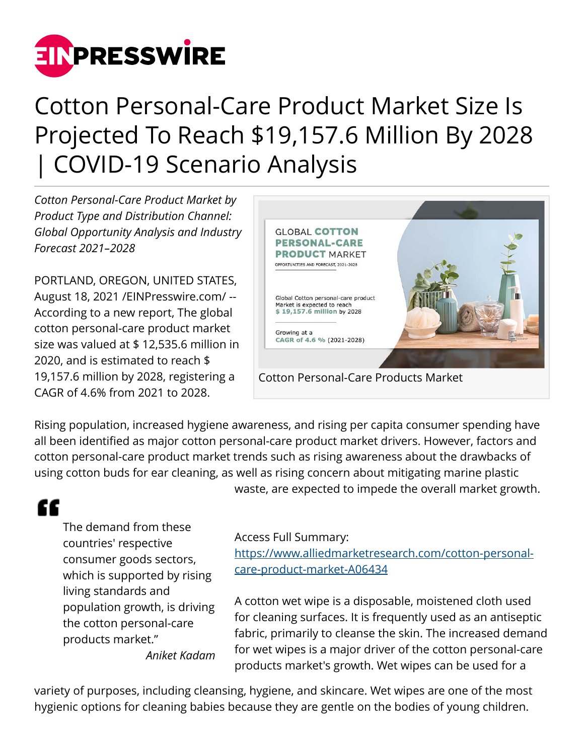# Cotton Personal-Care Product Market Size Is Projected To Reach $19,157.6 Million By 2028 | COVID-19 Scenario Analysis

*Cotton Personal-Care Product Market by Product Type and Distribution Channel: Global Opportunity Analysis and Industry Forecast 2021–2028*

PORTLAND, OREGON, UNITED STATES, August 18, 2021 /EINPresswire.com/ -- According to a new report, The global cotton personal-care product market size was valued at $ 12,535.6 million in 2020, and is estimated to reach $ 19,157.6 million by 2028, registering a CAGR of 4.6% from 2021 to 2028.

Cotton Personal-Care Products Market

Rising population, increased hygiene awareness, and rising per capita consumer spending have all been identified as major cotton personal-care product market drivers. However, factors and cotton personal-care product market trends such as rising awareness about the drawbacks of using cotton buds for ear cleaning, as well as rising concern about mitigating marine plastic waste, are expected to impede the overall market growth.

> The demand from these countries' respective consumer goods sectors, which is supported by rising living standards and population growth, is driving the cotton personal-care products market."
>
> *Aniket Kadam*

Access Full Summary: https://www.alliedmarketresearch.com/cotton-personal-care-product-market-A06434

A cotton wet wipe is a disposable, moistened cloth used for cleaning surfaces. It is frequently used as an antiseptic fabric, primarily to cleanse the skin. The increased demand for wet wipes is a major driver of the cotton personal-care products market's growth. Wet wipes can be used for a variety of purposes, including cleansing, hygiene, and skincare. Wet wipes are one of the most hygienic options for cleaning babies because they are gentle on the bodies of young children.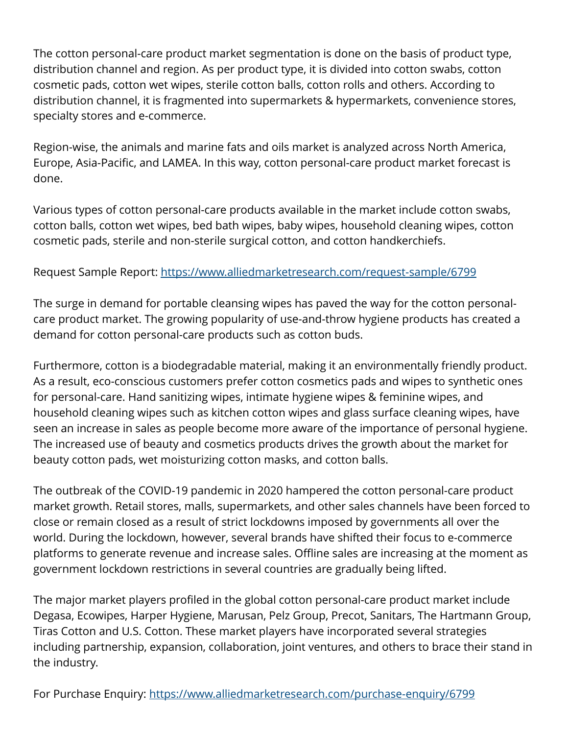The cotton personal-care product market segmentation is done on the basis of product type, distribution channel and region. As per product type, it is divided into cotton swabs, cotton cosmetic pads, cotton wet wipes, sterile cotton balls, cotton rolls and others. According to distribution channel, it is fragmented into supermarkets & hypermarkets, convenience stores, specialty stores and e-commerce.

Region-wise, the animals and marine fats and oils market is analyzed across North America, Europe, Asia-Pacific, and LAMEA. In this way, cotton personal-care product market forecast is done.

Various types of cotton personal-care products available in the market include cotton swabs, cotton balls, cotton wet wipes, bed bath wipes, baby wipes, household cleaning wipes, cotton cosmetic pads, sterile and non-sterile surgical cotton, and cotton handkerchiefs.

Request Sample Report: [https://www.alliedmarketresearch.com/request-sample/6799](https://www.alliedmarketresearch.com/request-sample/6799)

The surge in demand for portable cleansing wipes has paved the way for the cotton personal-care product market. The growing popularity of use-and-throw hygiene products has created a demand for cotton personal-care products such as cotton buds.

Furthermore, cotton is a biodegradable material, making it an environmentally friendly product. As a result, eco-conscious customers prefer cotton cosmetics pads and wipes to synthetic ones for personal-care. Hand sanitizing wipes, intimate hygiene wipes & feminine wipes, and household cleaning wipes such as kitchen cotton wipes and glass surface cleaning wipes, have seen an increase in sales as people become more aware of the importance of personal hygiene. The increased use of beauty and cosmetics products drives the growth about the market for beauty cotton pads, wet moisturizing cotton masks, and cotton balls.

The outbreak of the COVID-19 pandemic in 2020 hampered the cotton personal-care product market growth. Retail stores, malls, supermarkets, and other sales channels have been forced to close or remain closed as a result of strict lockdowns imposed by governments all over the world. During the lockdown, however, several brands have shifted their focus to e-commerce platforms to generate revenue and increase sales. Offline sales are increasing at the moment as government lockdown restrictions in several countries are gradually being lifted.

The major market players profiled in the global cotton personal-care product market include Degasa, Ecowipes, Harper Hygiene, Marusan, Pelz Group, Precot, Sanitars, The Hartmann Group, Tiras Cotton and U.S. Cotton. These market players have incorporated several strategies including partnership, expansion, collaboration, joint ventures, and others to brace their stand in the industry.

For Purchase Enquiry: [https://www.alliedmarketresearch.com/purchase-enquiry/6799](https://www.alliedmarketresearch.com/purchase-enquiry/6799)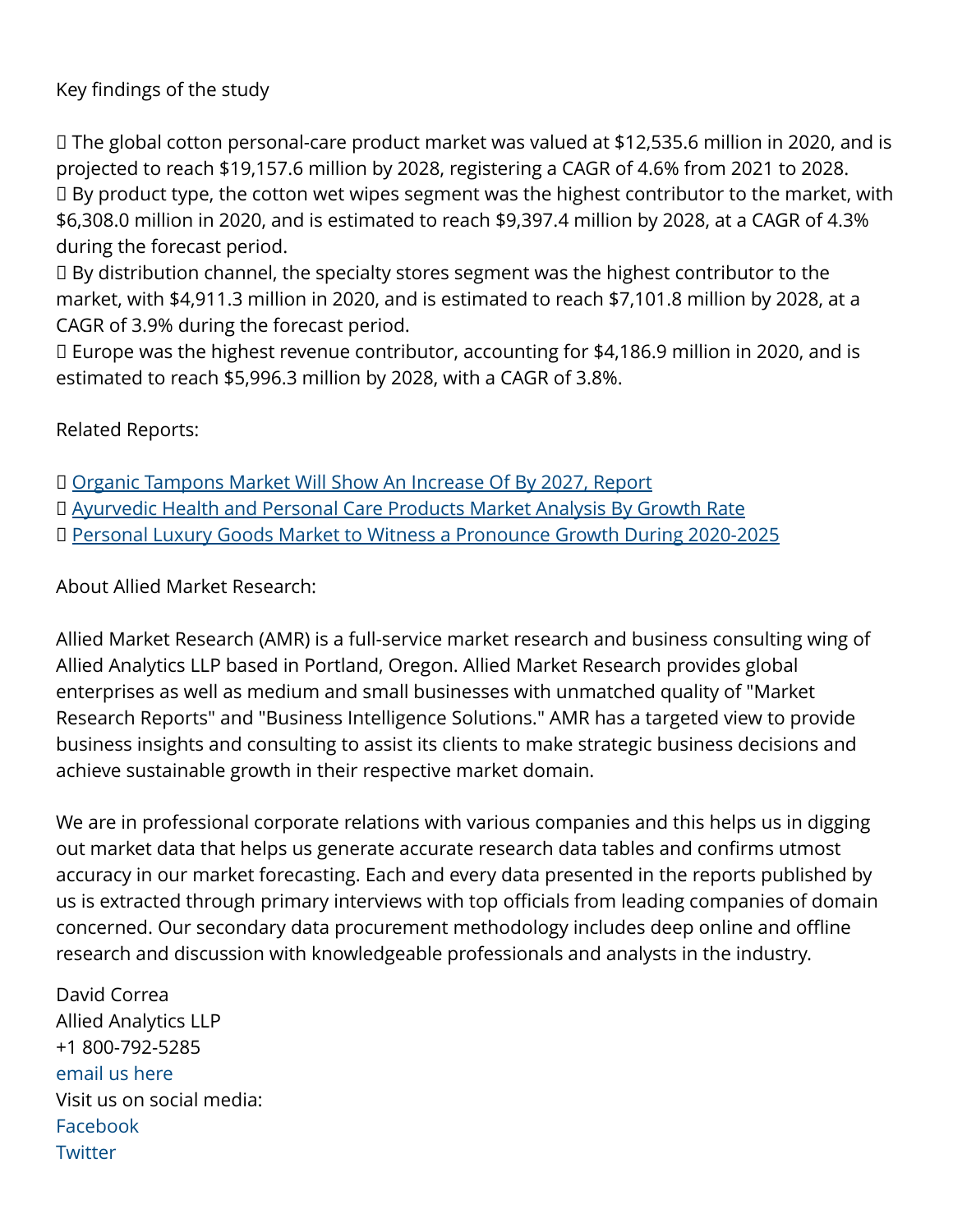Key findings of the study

- The global cotton personal-care product market was valued at $12,535.6 million in 2020, and is projected to reach $19,157.6 million by 2028, registering a CAGR of 4.6% from 2021 to 2028.
- By product type, the cotton wet wipes segment was the highest contributor to the market, with $6,308.0 million in 2020, and is estimated to reach $9,397.4 million by 2028, at a CAGR of 4.3% during the forecast period.
- By distribution channel, the specialty stores segment was the highest contributor to the market, with $4,911.3 million in 2020, and is estimated to reach $7,101.8 million by 2028, at a CAGR of 3.9% during the forecast period.
- Europe was the highest revenue contributor, accounting for $4,186.9 million in 2020, and is estimated to reach $5,996.3 million by 2028, with a CAGR of 3.8%.

Related Reports:

- Organic Tampons Market Will Show An Increase Of By 2027, Report
- Ayurvedic Health and Personal Care Products Market Analysis By Growth Rate
- Personal Luxury Goods Market to Witness a Pronounce Growth During 2020-2025

About Allied Market Research:

Allied Market Research (AMR) is a full-service market research and business consulting wing of Allied Analytics LLP based in Portland, Oregon. Allied Market Research provides global enterprises as well as medium and small businesses with unmatched quality of "Market Research Reports" and "Business Intelligence Solutions." AMR has a targeted view to provide business insights and consulting to assist its clients to make strategic business decisions and achieve sustainable growth in their respective market domain.

We are in professional corporate relations with various companies and this helps us in digging out market data that helps us generate accurate research data tables and confirms utmost accuracy in our market forecasting. Each and every data presented in the reports published by us is extracted through primary interviews with top officials from leading companies of domain concerned. Our secondary data procurement methodology includes deep online and offline research and discussion with knowledgeable professionals and analysts in the industry.

David Correa
Allied Analytics LLP
+1 800-792-5285
email us here
Visit us on social media:
Facebook
Twitter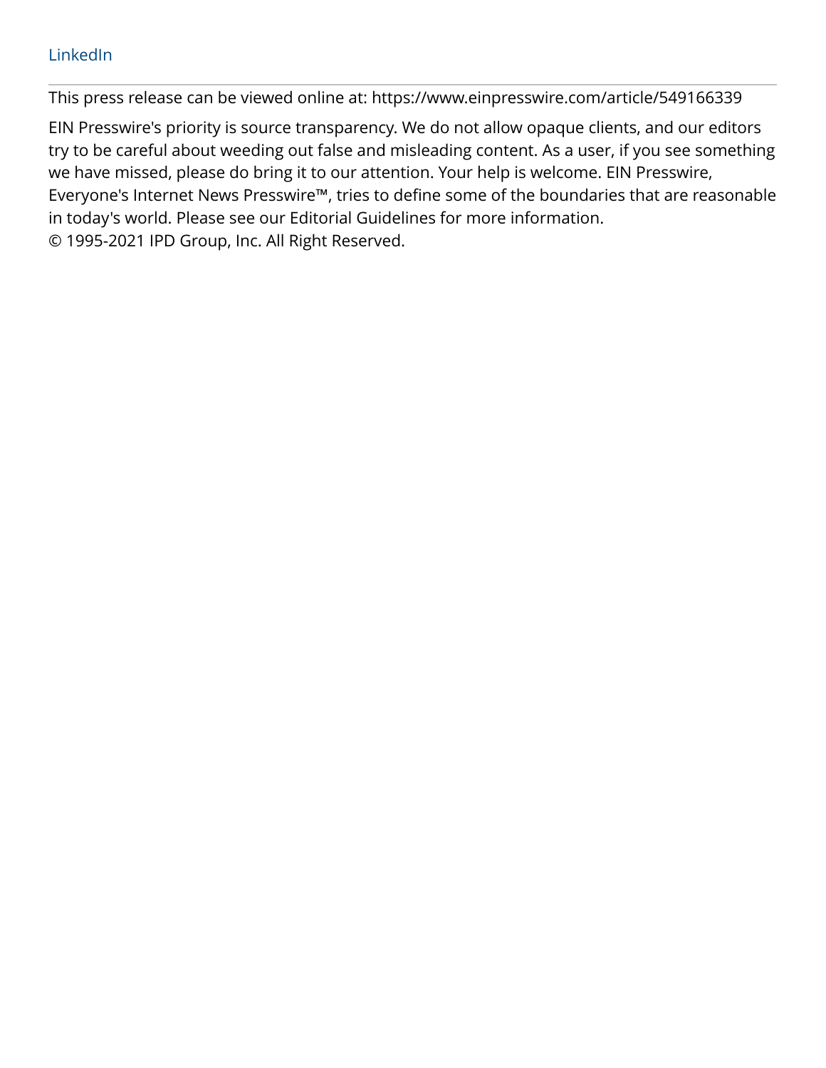LinkedIn

---

This press release can be viewed online at: https://www.einpresswire.com/article/549166339

EIN Presswire's priority is source transparency. We do not allow opaque clients, and our editors try to be careful about weeding out false and misleading content. As a user, if you see something we have missed, please do bring it to our attention. Your help is welcome. EIN Presswire, Everyone's Internet News Presswire™, tries to define some of the boundaries that are reasonable in today's world. Please see our Editorial Guidelines for more information.
© 1995-2021 IPD Group, Inc. All Right Reserved.